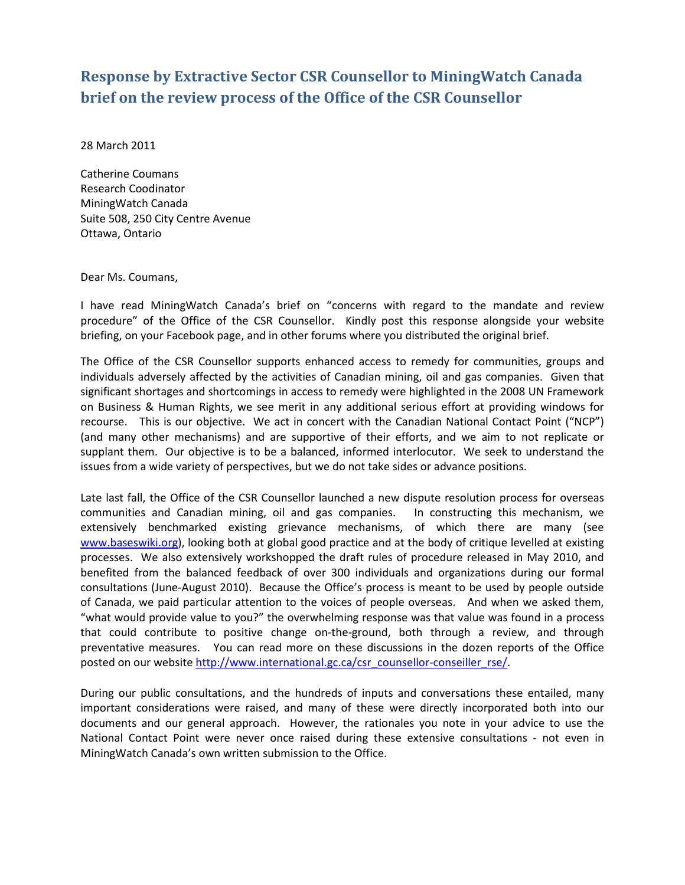# Response by Extractive Sector CSR Counsellor to MiningWatch Canada brief on the review process of the Office of the CSR Counsellor

28 March 2011

Catherine Coumans  
Research Coodinator  
MiningWatch Canada  
Suite 508, 250 City Centre Avenue  
Ottawa, Ontario

Dear Ms. Coumans,

I have read MiningWatch Canada's brief on "concerns with regard to the mandate and review procedure" of the Office of the CSR Counsellor. Kindly post this response alongside your website briefing, on your Facebook page, and in other forums where you distributed the original brief.

The Office of the CSR Counsellor supports enhanced access to remedy for communities, groups and individuals adversely affected by the activities of Canadian mining, oil and gas companies. Given that significant shortages and shortcomings in access to remedy were highlighted in the 2008 UN Framework on Business & Human Rights, we see merit in any additional serious effort at providing windows for recourse. This is our objective. We act in concert with the Canadian National Contact Point ("NCP") (and many other mechanisms) and are supportive of their efforts, and we aim to not replicate or supplant them. Our objective is to be a balanced, informed interlocutor. We seek to understand the issues from a wide variety of perspectives, but we do not take sides or advance positions.

Late last fall, the Office of the CSR Counsellor launched a new dispute resolution process for overseas communities and Canadian mining, oil and gas companies. In constructing this mechanism, we extensively benchmarked existing grievance mechanisms, of which there are many (see [www.baseswiki.org](www.baseswiki.org)), looking both at global good practice and at the body of critique levelled at existing processes. We also extensively workshopped the draft rules of procedure released in May 2010, and benefited from the balanced feedback of over 300 individuals and organizations during our formal consultations (June-August 2010). Because the Office's process is meant to be used by people outside of Canada, we paid particular attention to the voices of people overseas. And when we asked them, "what would provide value to you?" the overwhelming response was that value was found in a process that could contribute to positive change on-the-ground, both through a review, and through preventative measures. You can read more on these discussions in the dozen reports of the Office posted on our website [http://www.international.gc.ca/csr_counsellor-conseiller_rse/](http://www.international.gc.ca/csr_counsellor-conseiller_rse/).

During our public consultations, and the hundreds of inputs and conversations these entailed, many important considerations were raised, and many of these were directly incorporated both into our documents and our general approach. However, the rationales you note in your advice to use the National Contact Point were never once raised during these extensive consultations - not even in MiningWatch Canada's own written submission to the Office.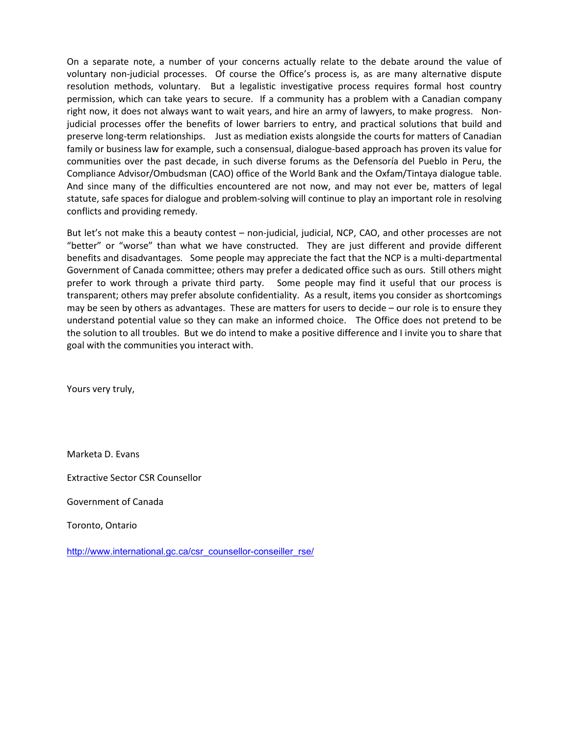On a separate note, a number of your concerns actually relate to the debate around the value of voluntary non-judicial processes. Of course the Office's process is, as are many alternative dispute resolution methods, voluntary. But a legalistic investigative process requires formal host country permission, which can take years to secure. If a community has a problem with a Canadian company right now, it does not always want to wait years, and hire an army of lawyers, to make progress. Non-judicial processes offer the benefits of lower barriers to entry, and practical solutions that build and preserve long-term relationships. Just as mediation exists alongside the courts for matters of Canadian family or business law for example, such a consensual, dialogue-based approach has proven its value for communities over the past decade, in such diverse forums as the Defensoría del Pueblo in Peru, the Compliance Advisor/Ombudsman (CAO) office of the World Bank and the Oxfam/Tintaya dialogue table. And since many of the difficulties encountered are not now, and may not ever be, matters of legal statute, safe spaces for dialogue and problem-solving will continue to play an important role in resolving conflicts and providing remedy.

But let's not make this a beauty contest – non-judicial, judicial, NCP, CAO, and other processes are not "better" or "worse" than what we have constructed. They are just different and provide different benefits and disadvantages. Some people may appreciate the fact that the NCP is a multi-departmental Government of Canada committee; others may prefer a dedicated office such as ours. Still others might prefer to work through a private third party. Some people may find it useful that our process is transparent; others may prefer absolute confidentiality. As a result, items you consider as shortcomings may be seen by others as advantages. These are matters for users to decide – our role is to ensure they understand potential value so they can make an informed choice. The Office does not pretend to be the solution to all troubles. But we do intend to make a positive difference and I invite you to share that goal with the communities you interact with.

Yours very truly,

Marketa D. Evans

Extractive Sector CSR Counsellor

Government of Canada

Toronto, Ontario

http://www.international.gc.ca/csr_counsellor-conseiller_rse/